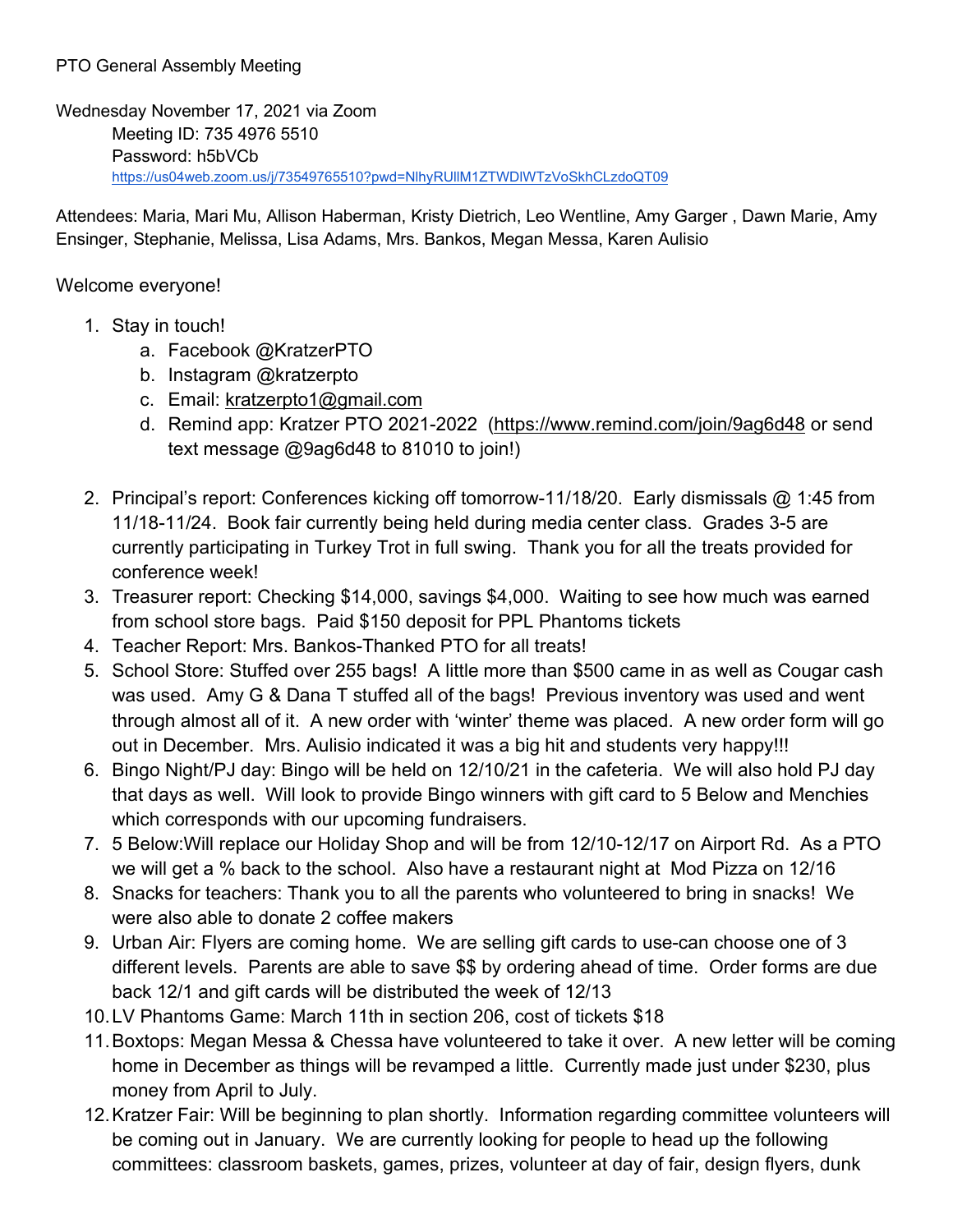PTO General Assembly Meeting

Wednesday November 17, 2021 via Zoom

Meeting ID: 735 4976 5510

Password: h5bVCb

https://us04web.zoom.us/j/73549765510?pwd=NlhyRUllM1ZTWDlWTzVoSkhCLzdoQT09

Attendees: Maria, Mari Mu, Allison Haberman, Kristy Dietrich, Leo Wentline, Amy Garger , Dawn Marie, Amy Ensinger, Stephanie, Melissa, Lisa Adams, Mrs. Bankos, Megan Messa, Karen Aulisio

Welcome everyone!

1. Stay in touch!
   a. Facebook @KratzerPTO
   b. Instagram @kratzerpto
   c. Email: kratzerpto1@gmail.com
   d. Remind app: Kratzer PTO 2021-2022 (https://www.remind.com/join/9ag6d48 or send text message @9ag6d48 to 81010 to join!)

2. Principal's report: Conferences kicking off tomorrow-11/18/20. Early dismissals @ 1:45 from 11/18-11/24. Book fair currently being held during media center class. Grades 3-5 are currently participating in Turkey Trot in full swing. Thank you for all the treats provided for conference week!
3. Treasurer report: Checking $14,000, savings $4,000. Waiting to see how much was earned from school store bags. Paid $150 deposit for PPL Phantoms tickets
4. Teacher Report: Mrs. Bankos-Thanked PTO for all treats!
5. School Store: Stuffed over 255 bags! A little more than $500 came in as well as Cougar cash was used. Amy G & Dana T stuffed all of the bags! Previous inventory was used and went through almost all of it. A new order with 'winter' theme was placed. A new order form will go out in December. Mrs. Aulisio indicated it was a big hit and students very happy!!!
6. Bingo Night/PJ day: Bingo will be held on 12/10/21 in the cafeteria. We will also hold PJ day that days as well. Will look to provide Bingo winners with gift card to 5 Below and Menchies which corresponds with our upcoming fundraisers.
7. 5 Below:Will replace our Holiday Shop and will be from 12/10-12/17 on Airport Rd. As a PTO we will get a % back to the school. Also have a restaurant night at Mod Pizza on 12/16
8. Snacks for teachers: Thank you to all the parents who volunteered to bring in snacks! We were also able to donate 2 coffee makers
9. Urban Air: Flyers are coming home. We are selling gift cards to use-can choose one of 3 different levels. Parents are able to save $$ by ordering ahead of time. Order forms are due back 12/1 and gift cards will be distributed the week of 12/13
10. LV Phantoms Game: March 11th in section 206, cost of tickets $18
11. Boxtops: Megan Messa & Chessa have volunteered to take it over. A new letter will be coming home in December as things will be revamped a little. Currently made just under $230, plus money from April to July.
12. Kratzer Fair: Will be beginning to plan shortly. Information regarding committee volunteers will be coming out in January. We are currently looking for people to head up the following committees: classroom baskets, games, prizes, volunteer at day of fair, design flyers, dunk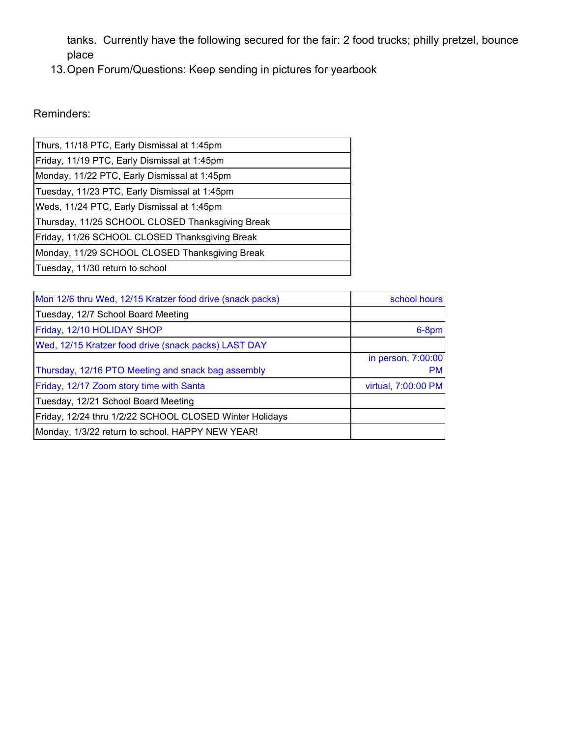tanks. Currently have the following secured for the fair: 2 food trucks; philly pretzel, bounce place

13. Open Forum/Questions: Keep sending in pictures for yearbook

Reminders:

| |
|---|
| Thurs, 11/18 PTC, Early Dismissal at 1:45pm |
| Friday, 11/19 PTC, Early Dismissal at 1:45pm |
| Monday, 11/22 PTC, Early Dismissal at 1:45pm |
| Tuesday, 11/23 PTC, Early Dismissal at 1:45pm |
| Weds, 11/24 PTC, Early Dismissal at 1:45pm |
| Thursday, 11/25 SCHOOL CLOSED Thanksgiving Break |
| Friday, 11/26 SCHOOL CLOSED Thanksgiving Break |
| Monday, 11/29 SCHOOL CLOSED Thanksgiving Break |
| Tuesday, 11/30 return to school |

| | |
|---|---|
| Mon 12/6 thru Wed, 12/15 Kratzer food drive (snack packs) | school hours |
| Tuesday, 12/7 School Board Meeting | |
| Friday, 12/10 HOLIDAY SHOP | 6-8pm |
| Wed, 12/15 Kratzer food drive (snack packs) LAST DAY | |
| Thursday, 12/16 PTO Meeting and snack bag assembly | in person, 7:00:00 PM |
| Friday, 12/17 Zoom story time with Santa | virtual, 7:00:00 PM |
| Tuesday, 12/21 School Board Meeting | |
| Friday, 12/24 thru 1/2/22 SCHOOL CLOSED Winter Holidays | |
| Monday, 1/3/22 return to school. HAPPY NEW YEAR! | |